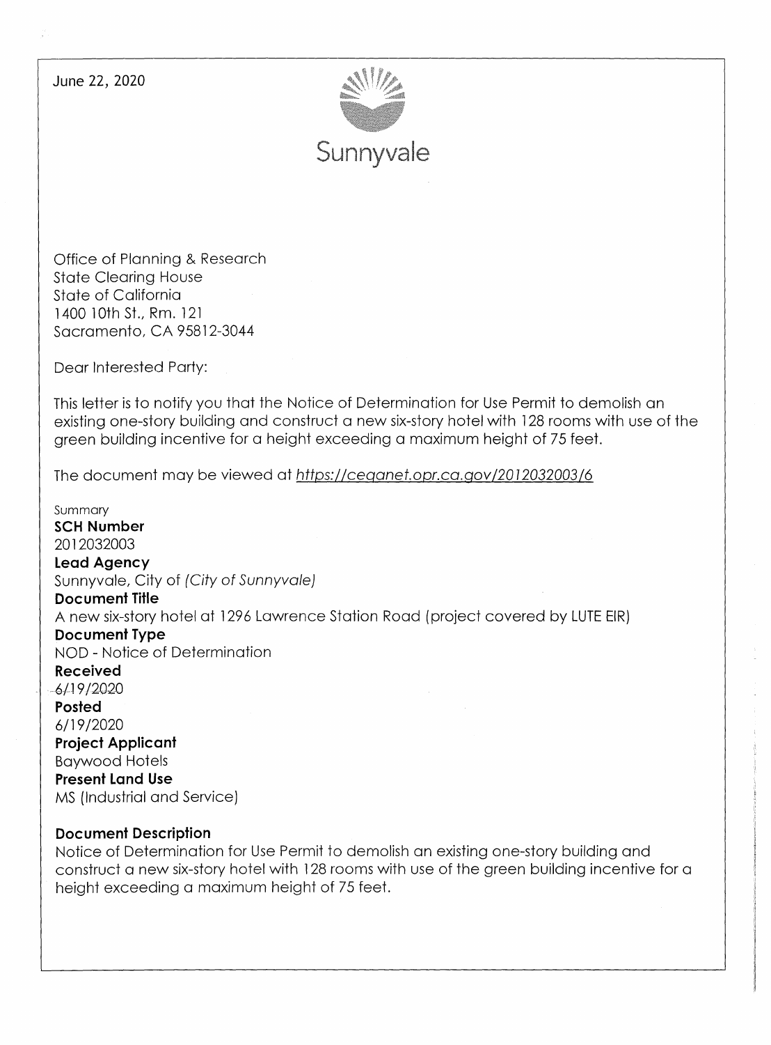June 22, 2020

Sunnyvale

Office of Planning & Research
State Clearing House
State of California
1400 10th St., Rm. 121
Sacramento, CA 95812-3044

Dear Interested Party:

This letter is to notify you that the Notice of Determination for Use Permit to demolish an existing one-story building and construct a new six-story hotel with 128 rooms with use of the green building incentive for a height exceeding a maximum height of 75 feet.

The document may be viewed at *https://ceqanet.opr.ca.gov/2012032003/6*

Summary

**SCH Number**
2012032003

**Lead Agency**
Sunnyvale, City of *(City of Sunnyvale)*

**Document Title**
A new six-story hotel at 1296 Lawrence Station Road (project covered by LUTE EIR)

**Document Type**
NOD - Notice of Determination

**Received**
6/19/2020

**Posted**
6/19/2020

**Project Applicant**
Baywood Hotels

**Present Land Use**
MS (Industrial and Service)

**Document Description**
Notice of Determination for Use Permit to demolish an existing one-story building and construct a new six-story hotel with 128 rooms with use of the green building incentive for a height exceeding a maximum height of 75 feet.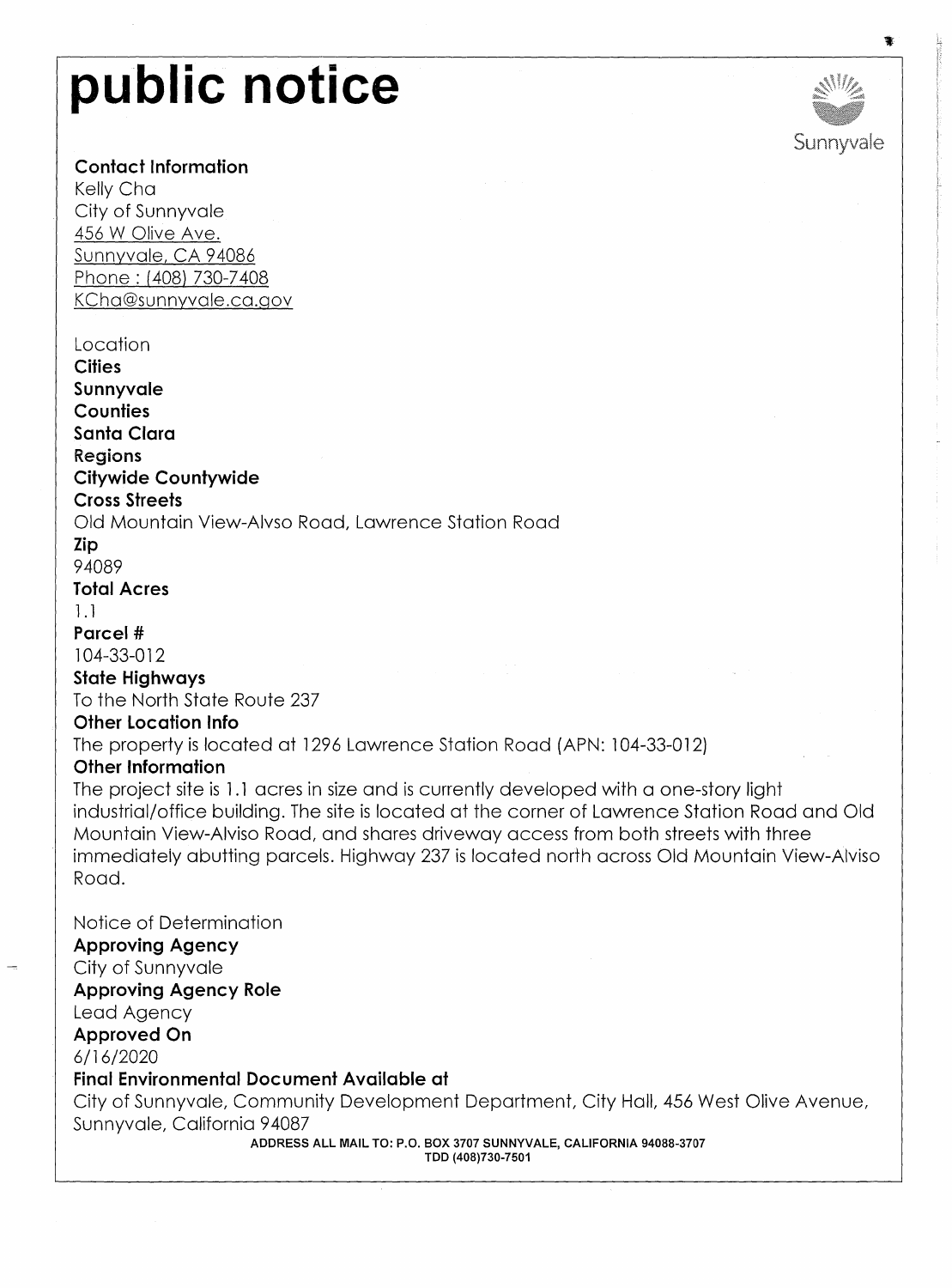# public notice

Sunnyvale

**Contact Information**
Kelly Cha
City of Sunnyvale
456 W Olive Ave.
Sunnyvale, CA 94086
Phone : (408) 730-7408
KCha@sunnyvale.ca.gov

Location

**Cities**
**Sunnyvale**
**Counties**
**Santa Clara**
**Regions**
**Citywide Countywide**
**Cross Streets**
Old Mountain View-Alvso Road, Lawrence Station Road
**Zip**
94089
**Total Acres**
1.1
**Parcel #**
104-33-012
**State Highways**
To the North State Route 237
**Other Location Info**
The property is located at 1296 Lawrence Station Road (APN: 104-33-012)
**Other Information**
The project site is 1.1 acres in size and is currently developed with a one-story light industrial/office building. The site is located at the corner of Lawrence Station Road and Old Mountain View-Alviso Road, and shares driveway access from both streets with three immediately abutting parcels. Highway 237 is located north across Old Mountain View-Alviso Road.

Notice of Determination

**Approving Agency**
City of Sunnyvale
**Approving Agency Role**
Lead Agency
**Approved On**
6/16/2020
**Final Environmental Document Available at**
City of Sunnyvale, Community Development Department, City Hall, 456 West Olive Avenue, Sunnyvale, California 94087

ADDRESS ALL MAIL TO: P.O. BOX 3707 SUNNYVALE, CALIFORNIA 94088-3707
TDD (408)730-7501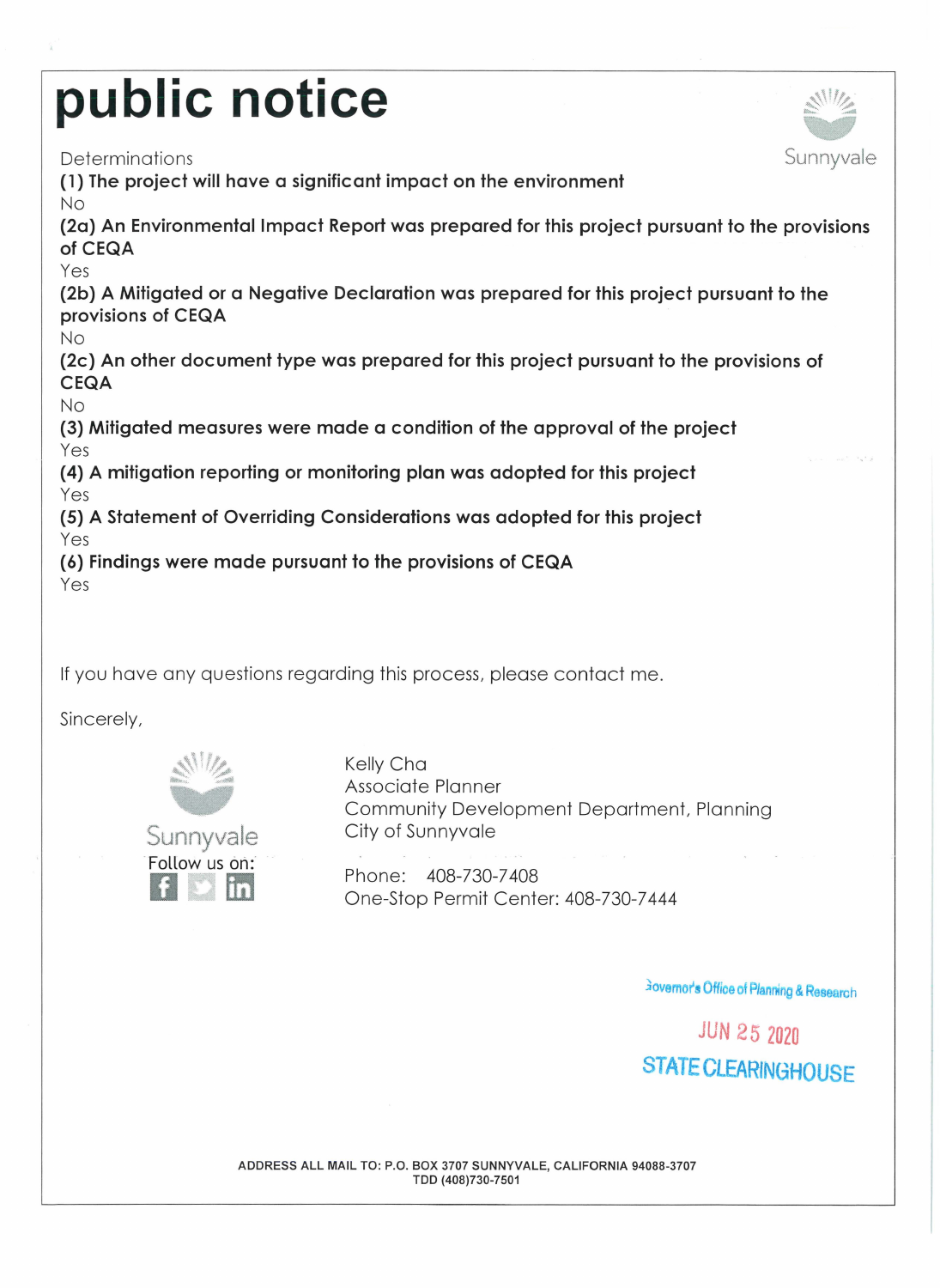# public notice

Sunnyvale

Determinations

**(1) The project will have a significant impact on the environment**

No

**(2a) An Environmental Impact Report was prepared for this project pursuant to the provisions of CEQA**

Yes

**(2b) A Mitigated or a Negative Declaration was prepared for this project pursuant to the provisions of CEQA**

No

**(2c) An other document type was prepared for this project pursuant to the provisions of CEQA**

No

**(3) Mitigated measures were made a condition of the approval of the project**

Yes

**(4) A mitigation reporting or monitoring plan was adopted for this project**

Yes

**(5) A Statement of Overriding Considerations was adopted for this project**

Yes

**(6) Findings were made pursuant to the provisions of CEQA**

Yes

If you have any questions regarding this process, please contact me.

Sincerely,

Sunnyvale

Follow us on:

Kelly Cha
Associate Planner
Community Development Department, Planning
City of Sunnyvale

Phone: 408-730-7408
One-Stop Permit Center: 408-730-7444

Governor's Office of Planning & Research

JUN 25 2020

STATE CLEARINGHOUSE

ADDRESS ALL MAIL TO: P.O. BOX 3707 SUNNYVALE, CALIFORNIA 94088-3707
TDD (408)730-7501